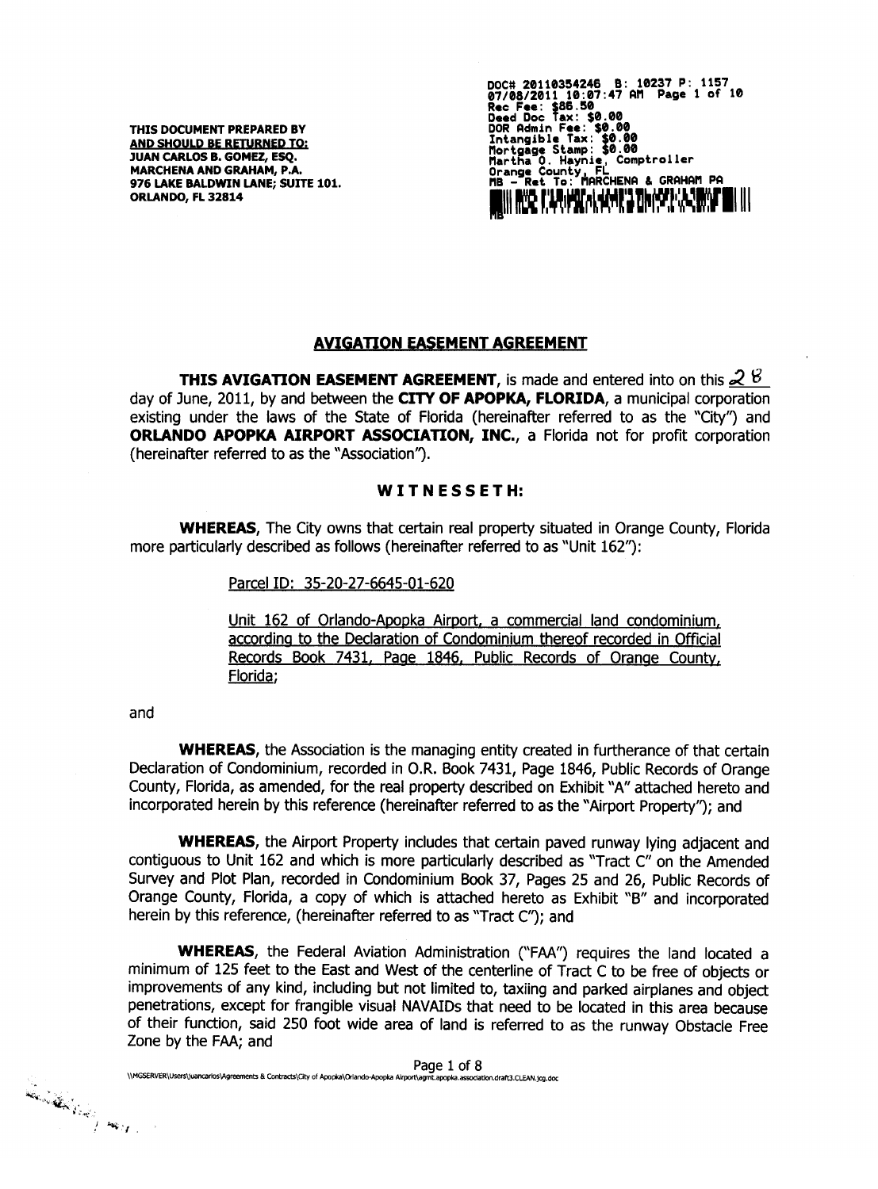DOC# 20110354246 B: 10237 P: 1157
07/08/2011 10:07:47 AM Page 1 of 10
Rec Fee: $86.50
Deed Doc Tax: $0.00
DOR Admin Fee: $0.00
Intangible Tax: $0.00
Mortgage Stamp: $0.00
Martha O. Haynie, Comptroller
Orange County, FL
MB - Ret To: MARCHENA & GRAHAM PA

**THIS DOCUMENT PREPARED BY**
**AND SHOULD BE RETURNED TO:**
**JUAN CARLOS B. GOMEZ, ESQ.**
**MARCHENA AND GRAHAM, P.A.**
**976 LAKE BALDWIN LANE; SUITE 101.**
**ORLANDO, FL 32814**

# AVIGATION EASEMENT AGREEMENT

**THIS AVIGATION EASEMENT AGREEMENT**, is made and entered into on this 28 day of June, 2011, by and between the **CITY OF APOPKA, FLORIDA**, a municipal corporation existing under the laws of the State of Florida (hereinafter referred to as the "City") and **ORLANDO APOPKA AIRPORT ASSOCIATION, INC.**, a Florida not for profit corporation (hereinafter referred to as the "Association").

## WITNESSETH:

**WHEREAS,** The City owns that certain real property situated in Orange County, Florida more particularly described as follows (hereinafter referred to as "Unit 162"):

> Parcel ID: 35-20-27-6645-01-620
>
> Unit 162 of Orlando-Apopka Airport, a commercial land condominium, according to the Declaration of Condominium thereof recorded in Official Records Book 7431, Page 1846, Public Records of Orange County, Florida;

and

**WHEREAS,** the Association is the managing entity created in furtherance of that certain Declaration of Condominium, recorded in O.R. Book 7431, Page 1846, Public Records of Orange County, Florida, as amended, for the real property described on Exhibit "A" attached hereto and incorporated herein by this reference (hereinafter referred to as the "Airport Property"); and

**WHEREAS,** the Airport Property includes that certain paved runway lying adjacent and contiguous to Unit 162 and which is more particularly described as "Tract C" on the Amended Survey and Plot Plan, recorded in Condominium Book 37, Pages 25 and 26, Public Records of Orange County, Florida, a copy of which is attached hereto as Exhibit "B" and incorporated herein by this reference, (hereinafter referred to as "Tract C"); and

**WHEREAS,** the Federal Aviation Administration ("FAA") requires the land located a minimum of 125 feet to the East and West of the centerline of Tract C to be free of objects or improvements of any kind, including but not limited to, taxiing and parked airplanes and object penetrations, except for frangible visual NAVAIDs that need to be located in this area because of their function, said 250 foot wide area of land is referred to as the runway Obstacle Free Zone by the FAA; and

\\MGSERVER\Users\juancarlos\Agreements & Contracts\City of Apopka\Orlando-Apopka Airport\agmt.apopka.association.draft3.CLEAN.jcg.doc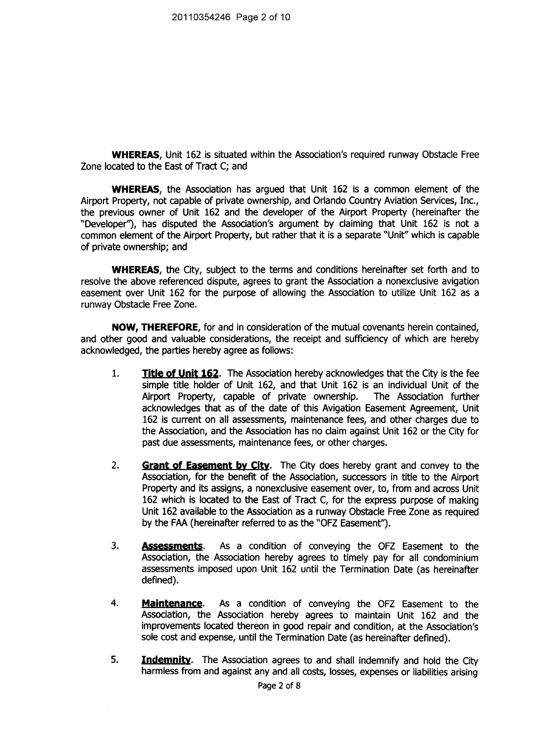**WHEREAS**, Unit 162 is situated within the Association's required runway Obstacle Free Zone located to the East of Tract C; and

**WHEREAS**, the Association has argued that Unit 162 is a common element of the Airport Property, not capable of private ownership, and Orlando Country Aviation Services, Inc., the previous owner of Unit 162 and the developer of the Airport Property (hereinafter the "Developer"), has disputed the Association's argument by claiming that Unit 162 is not a common element of the Airport Property, but rather that it is a separate "Unit" which is capable of private ownership; and

**WHEREAS**, the City, subject to the terms and conditions hereinafter set forth and to resolve the above referenced dispute, agrees to grant the Association a nonexclusive avigation easement over Unit 162 for the purpose of allowing the Association to utilize Unit 162 as a runway Obstacle Free Zone.

**NOW, THEREFORE**, for and in consideration of the mutual covenants herein contained, and other good and valuable considerations, the receipt and sufficiency of which are hereby acknowledged, the parties hereby agree as follows:

1. **Title of Unit 162**. The Association hereby acknowledges that the City is the fee simple title holder of Unit 162, and that Unit 162 is an individual Unit of the Airport Property, capable of private ownership. The Association further acknowledges that as of the date of this Avigation Easement Agreement, Unit 162 is current on all assessments, maintenance fees, and other charges due to the Association, and the Association has no claim against Unit 162 or the City for past due assessments, maintenance fees, or other charges.

2. **Grant of Easement by City**. The City does hereby grant and convey to the Association, for the benefit of the Association, successors in title to the Airport Property and its assigns, a nonexclusive easement over, to, from and across Unit 162 which is located to the East of Tract C, for the express purpose of making Unit 162 available to the Association as a runway Obstacle Free Zone as required by the FAA (hereinafter referred to as the "OFZ Easement").

3. **Assessments**. As a condition of conveying the OFZ Easement to the Association, the Association hereby agrees to timely pay for all condominium assessments imposed upon Unit 162 until the Termination Date (as hereinafter defined).

4. **Maintenance**. As a condition of conveying the OFZ Easement to the Association, the Association hereby agrees to maintain Unit 162 and the improvements located thereon in good repair and condition, at the Association's sole cost and expense, until the Termination Date (as hereinafter defined).

5. **Indemnity**. The Association agrees to and shall indemnify and hold the City harmless from and against any and all costs, losses, expenses or liabilities arising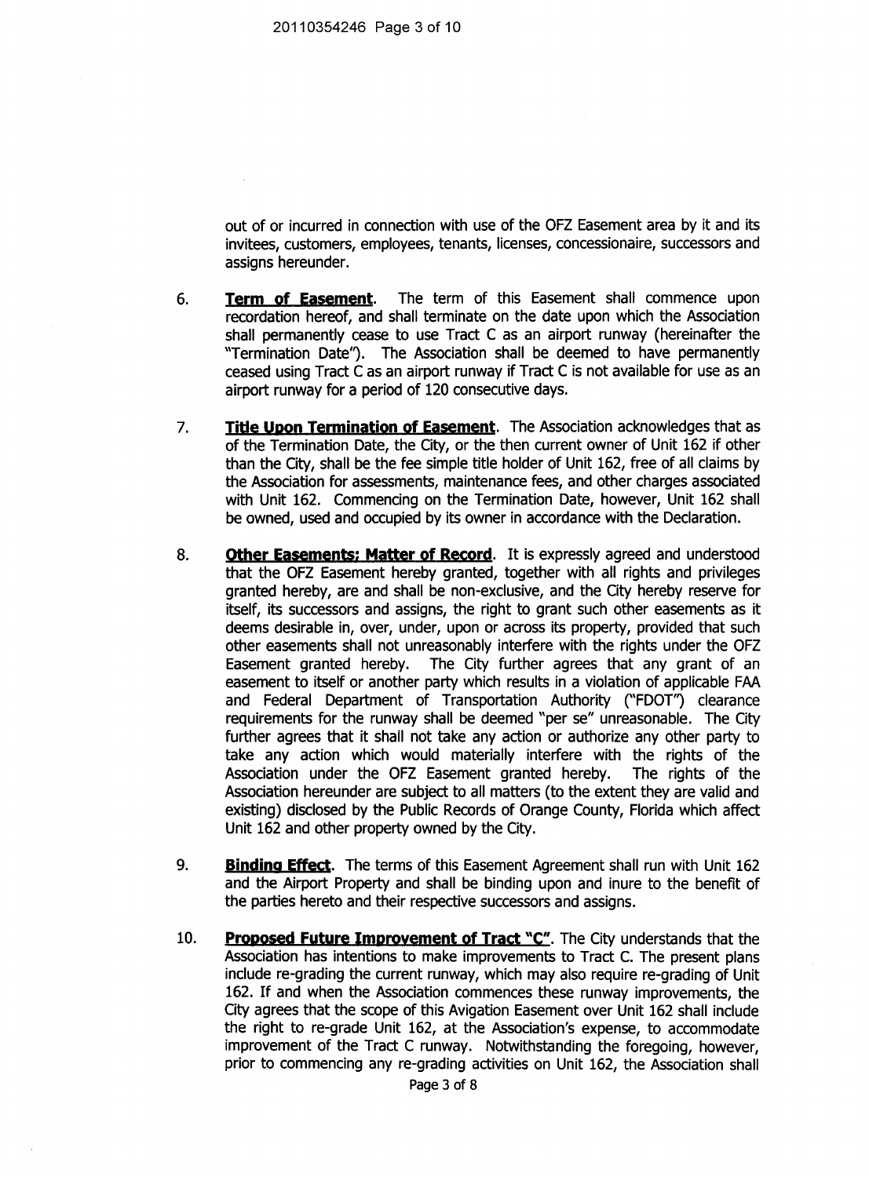out of or incurred in connection with use of the OFZ Easement area by it and its invitees, customers, employees, tenants, licenses, concessionaire, successors and assigns hereunder.

6. **Term of Easement**. The term of this Easement shall commence upon recordation hereof, and shall terminate on the date upon which the Association shall permanently cease to use Tract C as an airport runway (hereinafter the "Termination Date"). The Association shall be deemed to have permanently ceased using Tract C as an airport runway if Tract C is not available for use as an airport runway for a period of 120 consecutive days.

7. **Title Upon Termination of Easement**. The Association acknowledges that as of the Termination Date, the City, or the then current owner of Unit 162 if other than the City, shall be the fee simple title holder of Unit 162, free of all claims by the Association for assessments, maintenance fees, and other charges associated with Unit 162. Commencing on the Termination Date, however, Unit 162 shall be owned, used and occupied by its owner in accordance with the Declaration.

8. **Other Easements; Matter of Record**. It is expressly agreed and understood that the OFZ Easement hereby granted, together with all rights and privileges granted hereby, are and shall be non-exclusive, and the City hereby reserve for itself, its successors and assigns, the right to grant such other easements as it deems desirable in, over, under, upon or across its property, provided that such other easements shall not unreasonably interfere with the rights under the OFZ Easement granted hereby. The City further agrees that any grant of an easement to itself or another party which results in a violation of applicable FAA and Federal Department of Transportation Authority ("FDOT") clearance requirements for the runway shall be deemed "per se" unreasonable. The City further agrees that it shall not take any action or authorize any other party to take any action which would materially interfere with the rights of the Association under the OFZ Easement granted hereby. The rights of the Association hereunder are subject to all matters (to the extent they are valid and existing) disclosed by the Public Records of Orange County, Florida which affect Unit 162 and other property owned by the City.

9. **Binding Effect**. The terms of this Easement Agreement shall run with Unit 162 and the Airport Property and shall be binding upon and inure to the benefit of the parties hereto and their respective successors and assigns.

10. **Proposed Future Improvement of Tract "C"**. The City understands that the Association has intentions to make improvements to Tract C. The present plans include re-grading the current runway, which may also require re-grading of Unit 162. If and when the Association commences these runway improvements, the City agrees that the scope of this Avigation Easement over Unit 162 shall include the right to re-grade Unit 162, at the Association's expense, to accommodate improvement of the Tract C runway. Notwithstanding the foregoing, however, prior to commencing any re-grading activities on Unit 162, the Association shall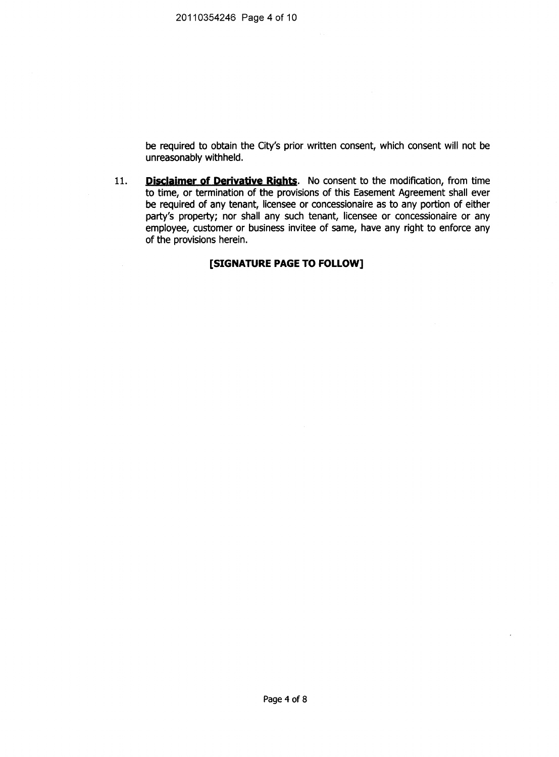be required to obtain the City's prior written consent, which consent will not be unreasonably withheld.

11. **Disclaimer of Derivative Rights**. No consent to the modification, from time to time, or termination of the provisions of this Easement Agreement shall ever be required of any tenant, licensee or concessionaire as to any portion of either party's property; nor shall any such tenant, licensee or concessionaire or any employee, customer or business invitee of same, have any right to enforce any of the provisions herein.

**[SIGNATURE PAGE TO FOLLOW]**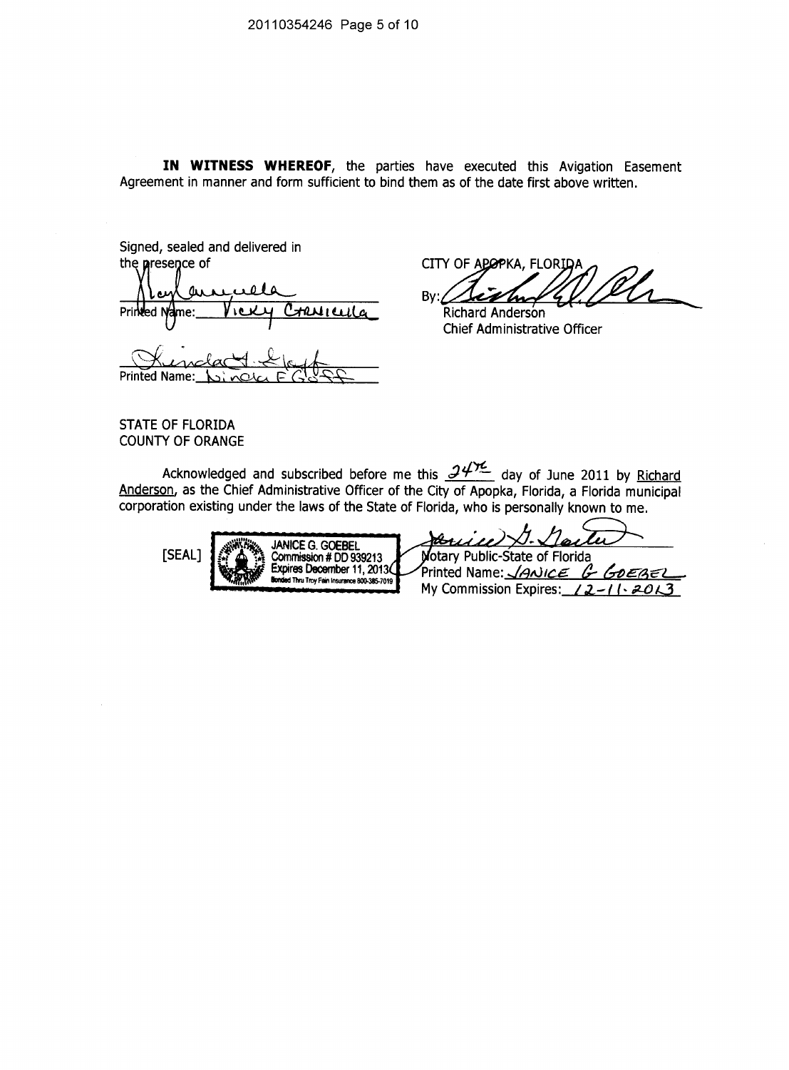**IN WITNESS WHEREOF**, the parties have executed this Avigation Easement Agreement in manner and form sufficient to bind them as of the date first above written.

Signed, sealed and delivered in the presence of

Printed Name: Vicky Cranicula

Printed Name: Linda F Goff

CITY OF APOPKA, FLORIDA

By:

Richard Anderson
Chief Administrative Officer

STATE OF FLORIDA
COUNTY OF ORANGE

Acknowledged and subscribed before me this 24th day of June 2011 by Richard Anderson, as the Chief Administrative Officer of the City of Apopka, Florida, a Florida municipal corporation existing under the laws of the State of Florida, who is personally known to me.

[SEAL]

JANICE G. GOEBEL
Commission # DD 939213
Expires December 11, 2013
Bonded Thru Troy Fain Insurance 800-385-7019

Notary Public-State of Florida
Printed Name: JANICE G GOEBEL
My Commission Expires: 12-11-2013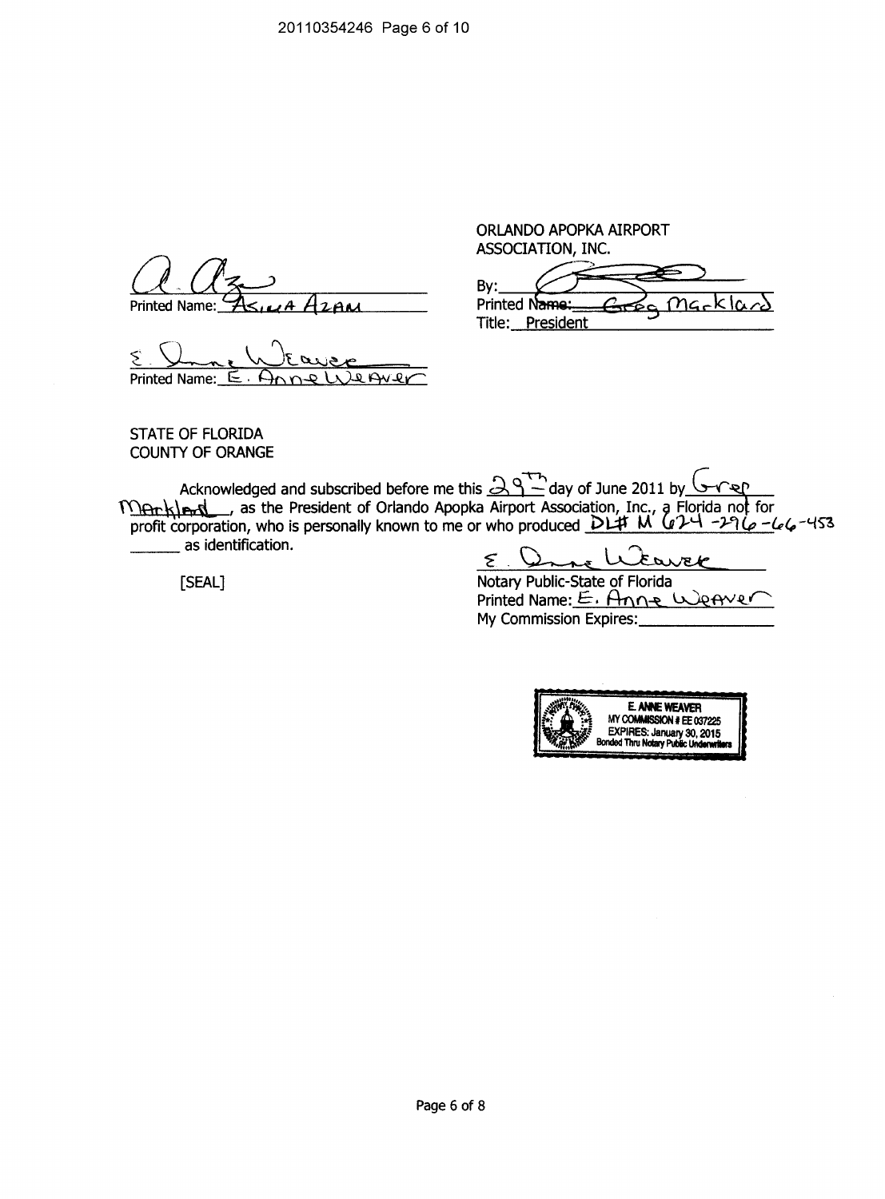ORLANDO APOPKA AIRPORT ASSOCIATION, INC.

Printed Name: Asima Azam

By: ______________________

Printed Name: Greg Markland

Title: President

Printed Name: E. Anne Weaver

STATE OF FLORIDA
COUNTY OF ORANGE

Acknowledged and subscribed before me this 29th day of June 2011 by Greg Markland, as the President of Orlando Apopka Airport Association, Inc., a Florida not for profit corporation, who is personally known to me or who produced DL# M 624-296-66-453 ______ as identification.

[SEAL]

Notary Public-State of Florida
Printed Name: E. Anne Weaver
My Commission Expires: ______________

E. ANNE WEAVER
MY COMMISSION # EE 037225
EXPIRES: January 30, 2015
Bonded Thru Notary Public Underwriters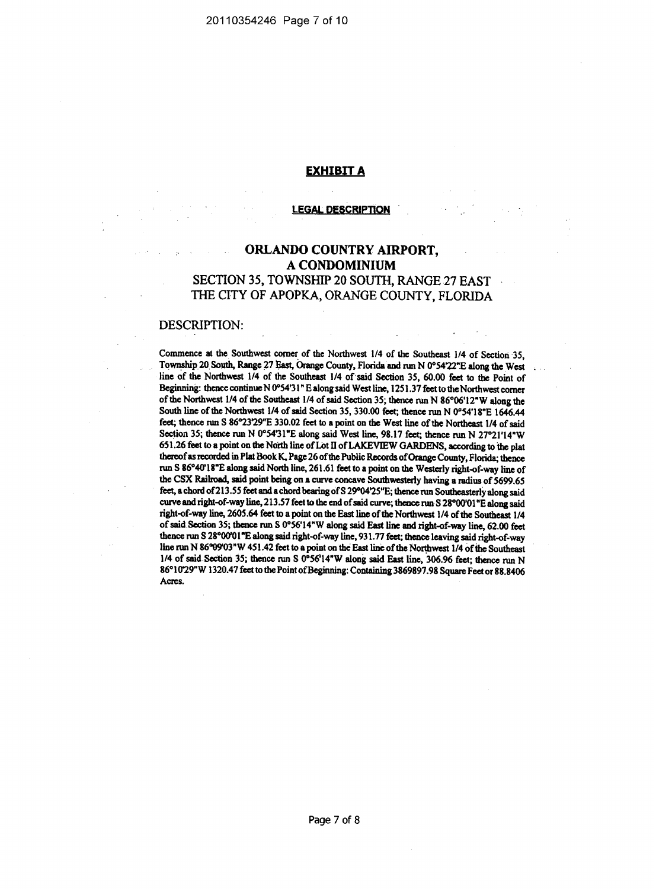# EXHIBIT A

## LEGAL DESCRIPTION

## ORLANDO COUNTRY AIRPORT,
## A CONDOMINIUM
### SECTION 35, TOWNSHIP 20 SOUTH, RANGE 27 EAST
### THE CITY OF APOPKA, ORANGE COUNTY, FLORIDA

DESCRIPTION:

Commence at the Southwest corner of the Northwest 1/4 of the Southeast 1/4 of Section 35, Township 20 South, Range 27 East, Orange County, Florida and run N 0°54'22"E along the West line of the Northwest 1/4 of the Southeast 1/4 of said Section 35, 60.00 feet to the Point of Beginning: thence continue N 0°54'31" E along said West line, 1251.37 feet to the Northwest corner of the Northwest 1/4 of the Southeast 1/4 of said Section 35; thence run N 86°06'12"W along the South line of the Northwest 1/4 of said Section 35, 330.00 feet; thence run N 0°54'18"E 1646.44 feet; thence run S 86°23'29"E 330.02 feet to a point on the West line of the Northeast 1/4 of said Section 35; thence run N 0°54'31"E along said West line, 98.17 feet; thence run N 27°21'14"W 651.26 feet to a point on the North line of Lot II of LAKEVIEW GARDENS, according to the plat thereof as recorded in Plat Book K, Page 26 of the Public Records of Orange County, Florida; thence run S 86°40'18"E along said North line, 261.61 feet to a point on the Westerly right-of-way line of the CSX Railroad, said point being on a curve concave Southwesterly having a radius of 5699.65 feet, a chord of 213.55 feet and a chord bearing of S 29°04'25"E; thence run Southeasterly along said curve and right-of-way line, 213.57 feet to the end of said curve; thence run S 28°00'01"E along said right-of-way line, 2605.64 feet to a point on the East line of the Northwest 1/4 of the Southeast 1/4 of said Section 35; thence run S 0°56'14"W along said East line and right-of-way line, 62.00 feet thence run S 28°00'01"E along said right-of-way line, 931.77 feet; thence leaving said right-of-way line run N 86°09'03"W 451.42 feet to a point on the East line of the Northwest 1/4 of the Southeast 1/4 of said Section 35; thence run S 0°56'14"W along said East line, 306.96 feet; thence run N 86°10'29"W 1320.47 feet to the Point of Beginning: Containing 3869897.98 Square Feet or 88.8406 Acres.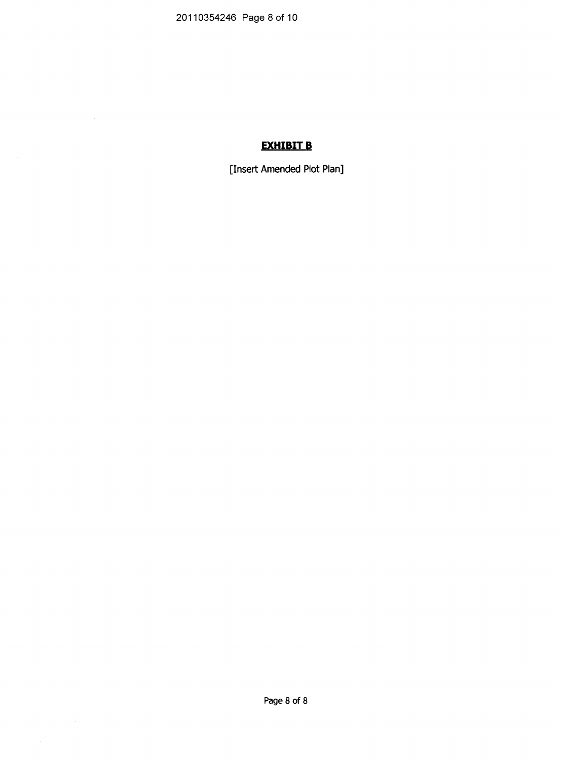## **EXHIBIT B**

[Insert Amended Plot Plan]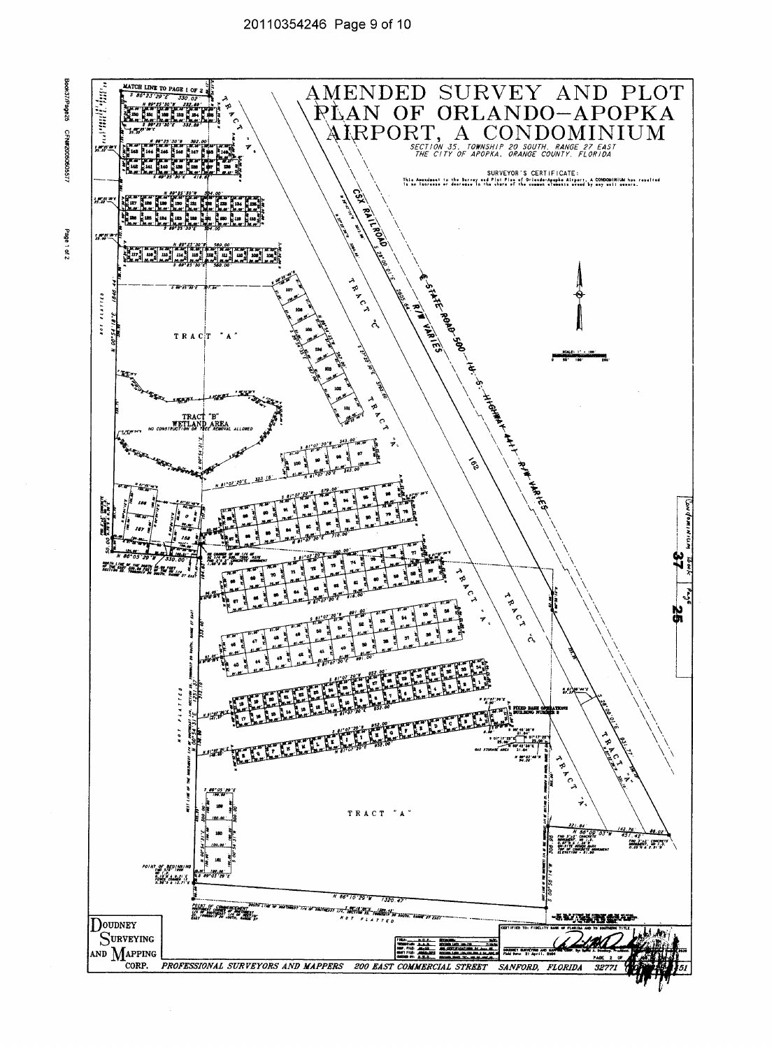# AMENDED SURVEY AND PLOT PLAN OF ORLANDO–APOPKA AIRPORT, A CONDOMINIUM

SECTION 35, TOWNSHIP 20 SOUTH, RANGE 27 EAST
THE CITY OF APOPKA, ORANGE COUNTY, FLORIDA

SURVEYOR'S CERTIFICATE:
This Amendment to the Survey and Plot Plan of Orlando-Apopka Airport, A CONDOMINIUM has resulted in no increase or decrease in the share of the common elements owned by any unit owners.

MATCH LINE TO PAGE 1 OF 2

TRACT "A"

TRACT "B"
WETLAND AREA
NO CONSTRUCTION OR TREE REMOVAL ALLOWED

TRACT "C"

CSX RAILROAD

STATE ROAD 500 (U.S. HIGHWAY 441) R/W VARIES

FIXED BASE OPERATIONS BUILDING NUMBER 8

GAS STORAGE AREA

NOT PLATTED

POINT OF BEGINNING

POINT OF COMMENCEMENT

SCALE: 1" = 100'

Condominium Book 37 Page 25

CERTIFIED TO: FIDELITY BANK OF FLORIDA AND TO SOUTHERN TITLE

DOUDNEY SURVEYING AND MAPPING CORP.

PROFESSIONAL SURVEYORS AND MAPPERS 200 EAST COMMERCIAL STREET SANFORD, FLORIDA 32771

PAGE 2 OF 2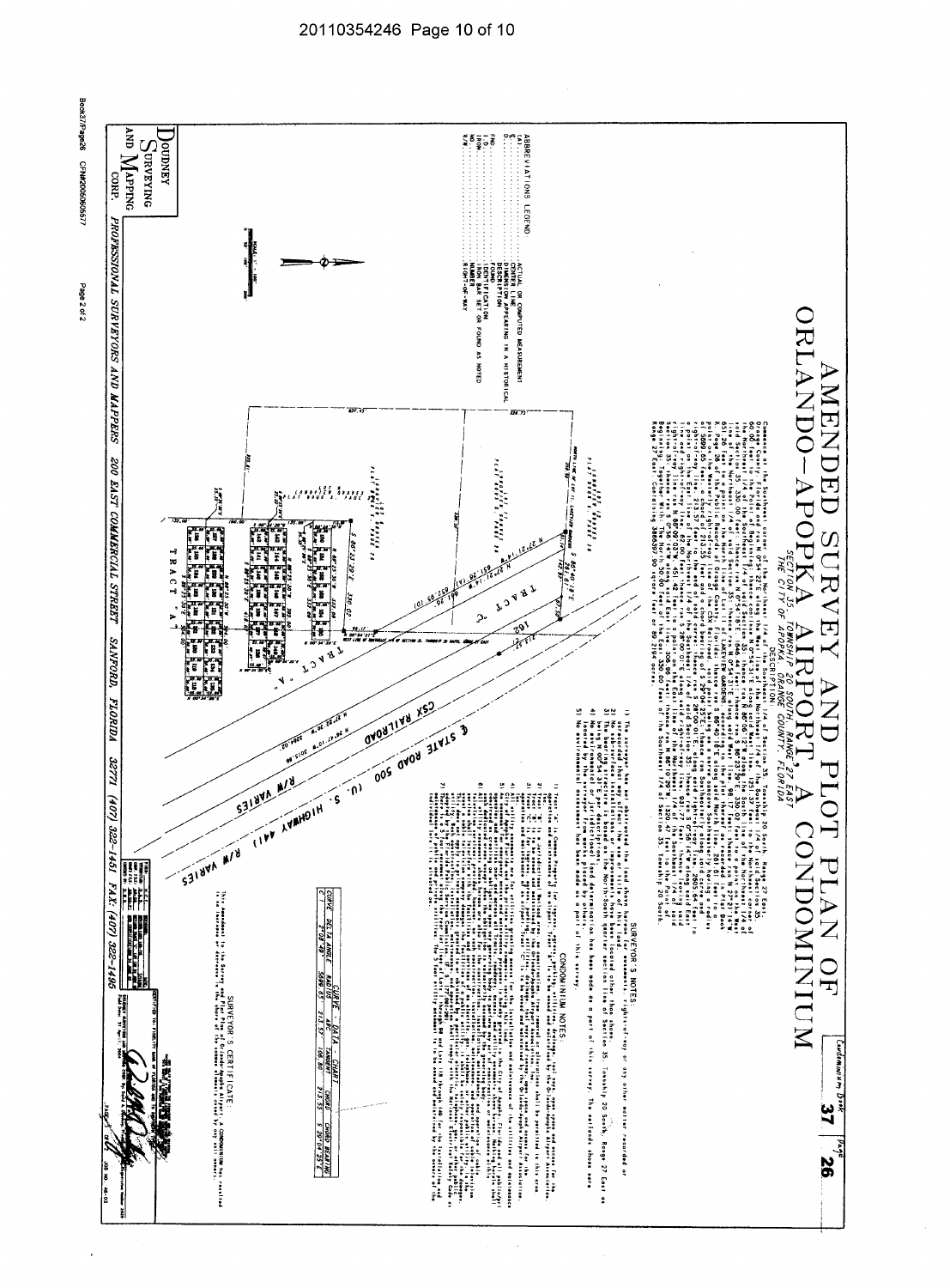# AMENDED SURVEY AND PLOT PLAN OF ORLANDO-APOPKA AIRPORT, A CONDOMINIUM

SECTION 35, TOWNSHIP 20 SOUTH, RANGE 27 EAST
THE CITY OF APOPKA, ORANGE COUNTY, FLORIDA

Condominium Book 37 Page 26

## DESCRIPTION:

Commence at the Southeast corner of the Northeast 1/4 of the Southeast 1/4 of Section 35, Township 20 South, Range 27 East, Orange County, Florida; thence run N 00°54'32" E along the East line of said Northeast 1/4 of the Southeast 1/4 ... to the Point of Beginning; ... Containing 388639.90 square feet or 89.2194 acres.

## SURVEYOR'S NOTES:

1) The surveyor has not abstracted the land shown hereon for easements, rights-of-way or any other matter recorded or unrecorded that may affect the use or title of this land.
2) ...
3) The bearing structure is based on the North-South quarter section line of Section 35, Township 20 South, Range 27 East as being N 00°54'32" E.
4) No environmental or jurisdictional land determination has been made as a part of this survey. The wetlands shown were located by the surveyor from marks placed by others.
5) No environmental assessment has been made as a part of this survey.

## CONDOMINIUM NOTES:

1) Tract "A" is Common Property for ingress, egress, taxi ways, open space and access for the operation and maintenance of an airport. Tract "A" is to be owned and maintained by the Orlando-Apopka Airport Association.
2) ...
3) ...
4) ...
5) ...
6) ...
7) ...

| CURVE | DELTA ANGLE | RADIUS | ARC | TANGENT | CHORD | CHORD BEARING |
|---|---|---|---|---|---|---|
| C1 | 2°08'49" | 5699.65 | 213.57 | 106.80 | 213.55 | S 29°04'25" E |

## ABBREVIATIONS LEGEND

- (A) ... ACTUAL OR COMPUTED MEASUREMENT
- ℄ ... CENTER LINE
- (D) ... DIMENSION APPEARING IN A HISTORICAL DESCRIPTION
- FND ... FOUND
- I.D. ... IDENTIFICATION
- IRON ... IRON BAR SET OR FOUND AS NOTED
- NO. ... NUMBER
- R/W ... RIGHT-OF-WAY

SCALE: 1" = 100'

CSX RAILROAD

℄ STATE ROAD 500 (U.S. HIGHWAY 441)

R/W VARIES

TRACT "A"

TRACT "C"

LAKEVIEW GARDENS PLAT BOOK 5, PAGE 24

## SURVEYOR'S CERTIFICATE:

This Amendment to the Survey and Plot Plan of Orlando-Apopka Airport, A Condominium has resulted in no increase or decrease in the share of the common elements owned by any unit owner.

JOB NO. 46-03

DOUDNEY SURVEYING AND MAPPING CORP.
PROFESSIONAL SURVEYORS AND MAPPERS 200 EAST COMMERCIAL STREET SANFORD, FLORIDA 32771 (407) 322-1451 FAX: (407) 322-1496

Book37/Page26 CFN#2005060557 Page 2 of 2